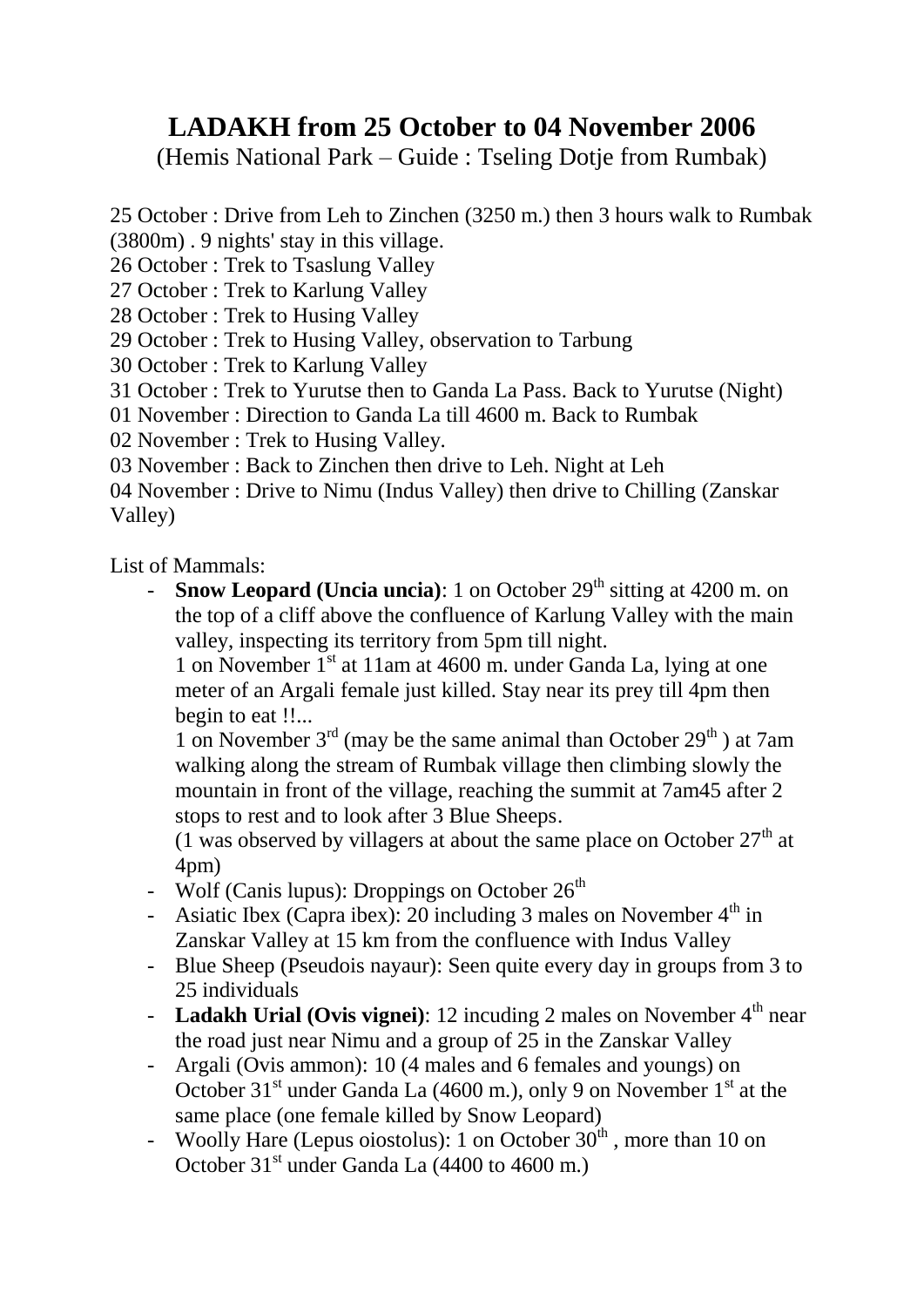# LADAKH from 25 October to 04 November 2006

(Hemis National Park – Guide : Tseling Dotje from Rumbak)

25 October : Drive from Leh to Zinchen (3250 m.) then 3 hours walk to Rumbak (3800m) . 9 nights' stay in this village.
26 October : Trek to Tsaslung Valley
27 October : Trek to Karlung Valley
28 October : Trek to Husing Valley
29 October : Trek to Husing Valley, observation to Tarbung
30 October : Trek to Karlung Valley
31 October : Trek to Yurutse then to Ganda La Pass. Back to Yurutse (Night)
01 November : Direction to Ganda La till 4600 m. Back to Rumbak
02 November : Trek to Husing Valley.
03 November : Back to Zinchen then drive to Leh. Night at Leh
04 November : Drive to Nimu (Indus Valley) then drive to Chilling (Zanskar Valley)

List of Mammals:

- **Snow Leopard (Uncia uncia)**: 1 on October 29th sitting at 4200 m. on the top of a cliff above the confluence of Karlung Valley with the main valley, inspecting its territory from 5pm till night.
  1 on November 1st at 11am at 4600 m. under Ganda La, lying at one meter of an Argali female just killed. Stay near its prey till 4pm then begin to eat !!...
  1 on November 3rd (may be the same animal than October 29th ) at 7am walking along the stream of Rumbak village then climbing slowly the mountain in front of the village, reaching the summit at 7am45 after 2 stops to rest and to look after 3 Blue Sheeps.
  (1 was observed by villagers at about the same place on October 27th at 4pm)
- Wolf (Canis lupus): Droppings on October 26th
- Asiatic Ibex (Capra ibex): 20 including 3 males on November 4th in Zanskar Valley at 15 km from the confluence with Indus Valley
- Blue Sheep (Pseudois nayaur): Seen quite every day in groups from 3 to 25 individuals
- **Ladakh Urial (Ovis vignei)**: 12 incuding 2 males on November 4th near the road just near Nimu and a group of 25 in the Zanskar Valley
- Argali (Ovis ammon): 10 (4 males and 6 females and youngs) on October 31st under Ganda La (4600 m.), only 9 on November 1st at the same place (one female killed by Snow Leopard)
- Woolly Hare (Lepus oiostolus): 1 on October 30th , more than 10 on October 31st under Ganda La (4400 to 4600 m.)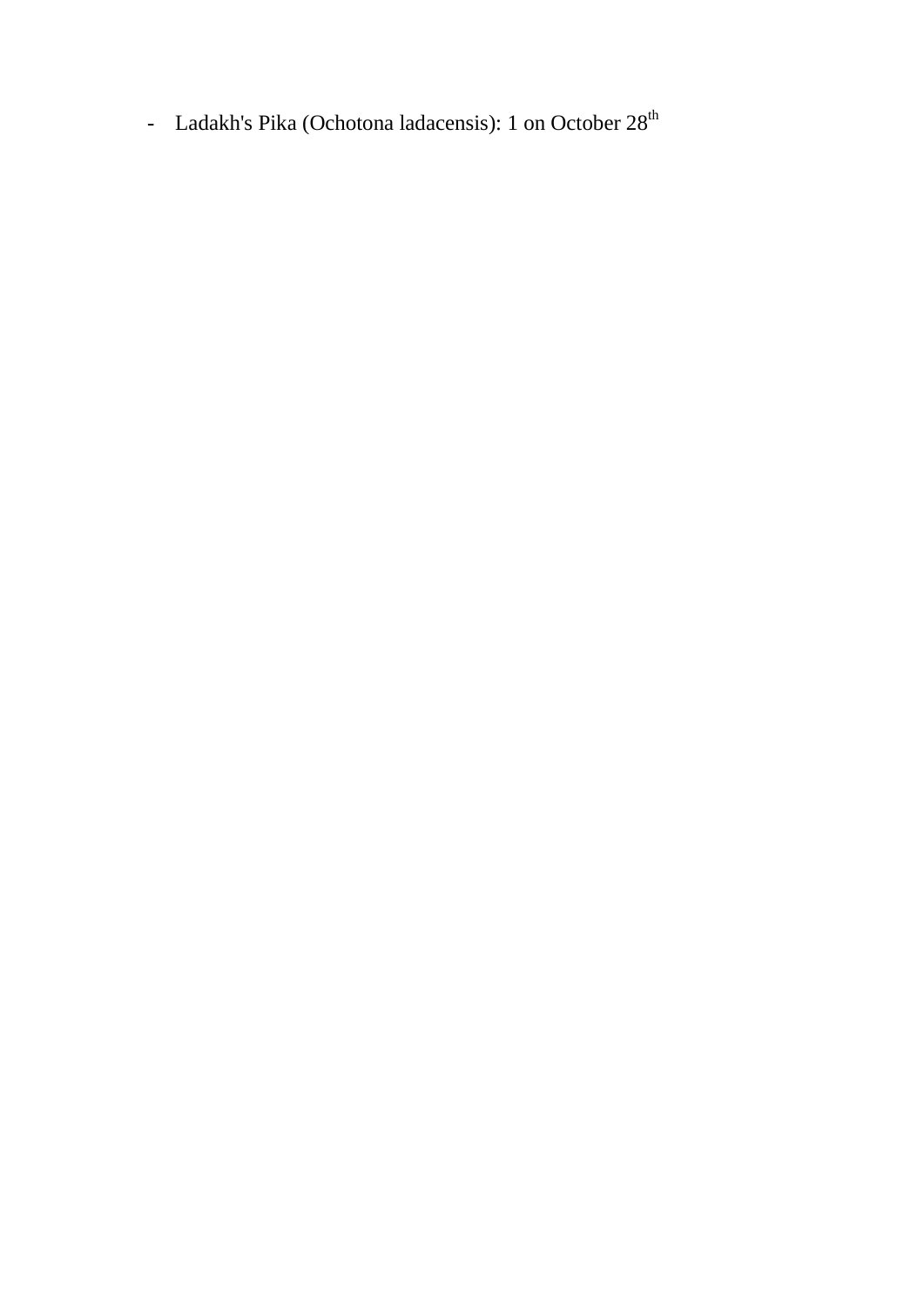- Ladakh's Pika (Ochotona ladacensis): 1 on October 28th